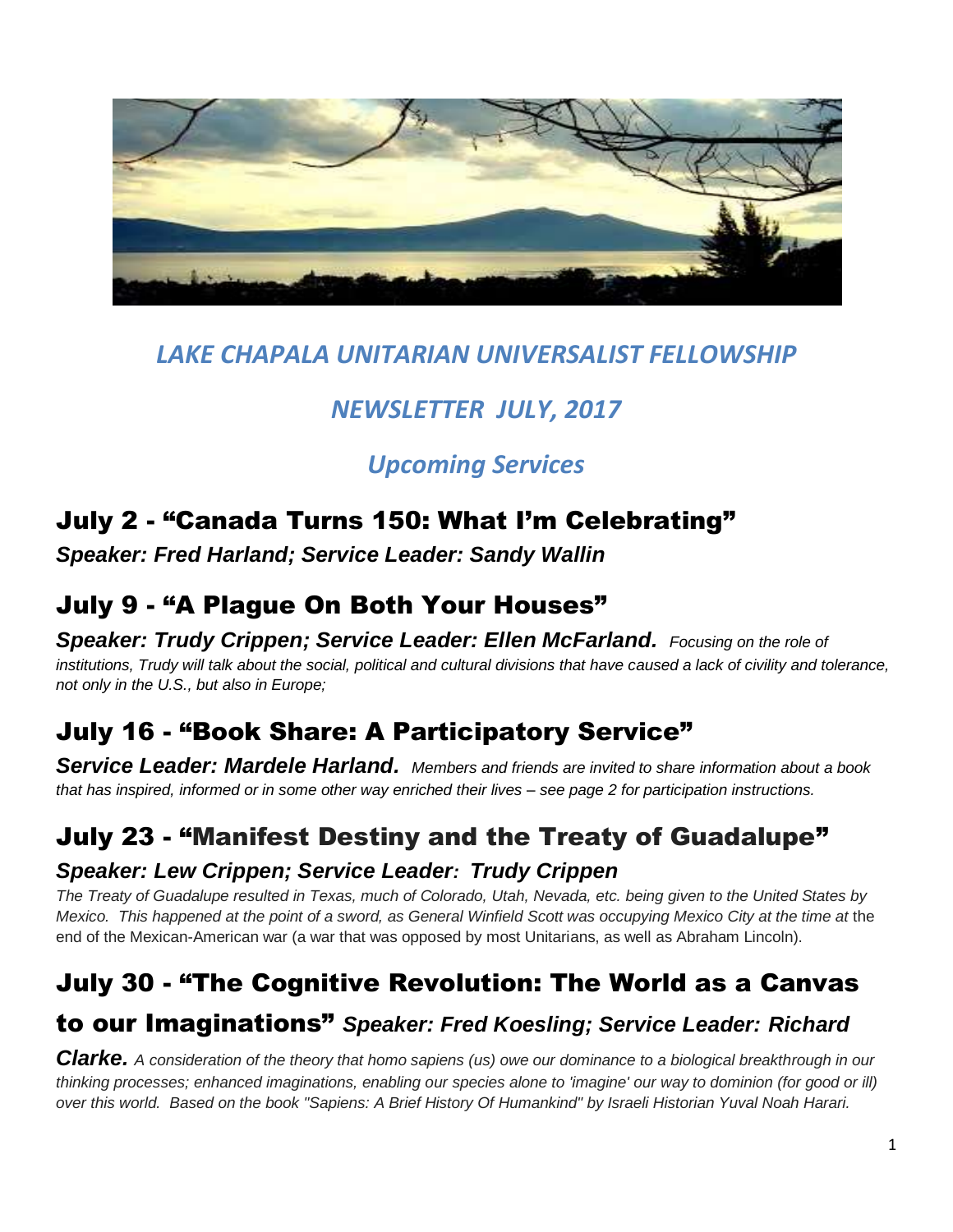# *LAKE CHAPALA UNITARIAN UNIVERSALIST FELLOWSHIP*

## *NEWSLETTER JULY, 2017*

## *Upcoming Services*

### July 2 - "Canada Turns 150: What I'm Celebrating"

***Speaker: Fred Harland; Service Leader: Sandy Wallin***

### July 9 - "A Plague On Both Your Houses"

***Speaker: Trudy Crippen; Service Leader: Ellen McFarland.*** *Focusing on the role of institutions, Trudy will talk about the social, political and cultural divisions that have caused a lack of civility and tolerance, not only in the U.S., but also in Europe;*

### July 16 - "Book Share: A Participatory Service"

***Service Leader: Mardele Harland.*** *Members and friends are invited to share information about a book that has inspired, informed or in some other way enriched their lives – see page 2 for participation instructions.*

### July 23 - "Manifest Destiny and the Treaty of Guadalupe"

***Speaker: Lew Crippen; Service Leader: Trudy Crippen***

*The Treaty of Guadalupe resulted in Texas, much of Colorado, Utah, Nevada, etc. being given to the United States by Mexico. This happened at the point of a sword, as General Winfield Scott was occupying Mexico City at the time at* the end of the Mexican-American war (a war that was opposed by most Unitarians, as well as Abraham Lincoln).

### July 30 - "The Cognitive Revolution: The World as a Canvas to our Imaginations" ***Speaker: Fred Koesling; Service Leader: Richard Clarke.***

*A consideration of the theory that homo sapiens (us) owe our dominance to a biological breakthrough in our thinking processes; enhanced imaginations, enabling our species alone to 'imagine' our way to dominion (for good or ill) over this world. Based on the book "Sapiens: A Brief History Of Humankind" by Israeli Historian Yuval Noah Harari.*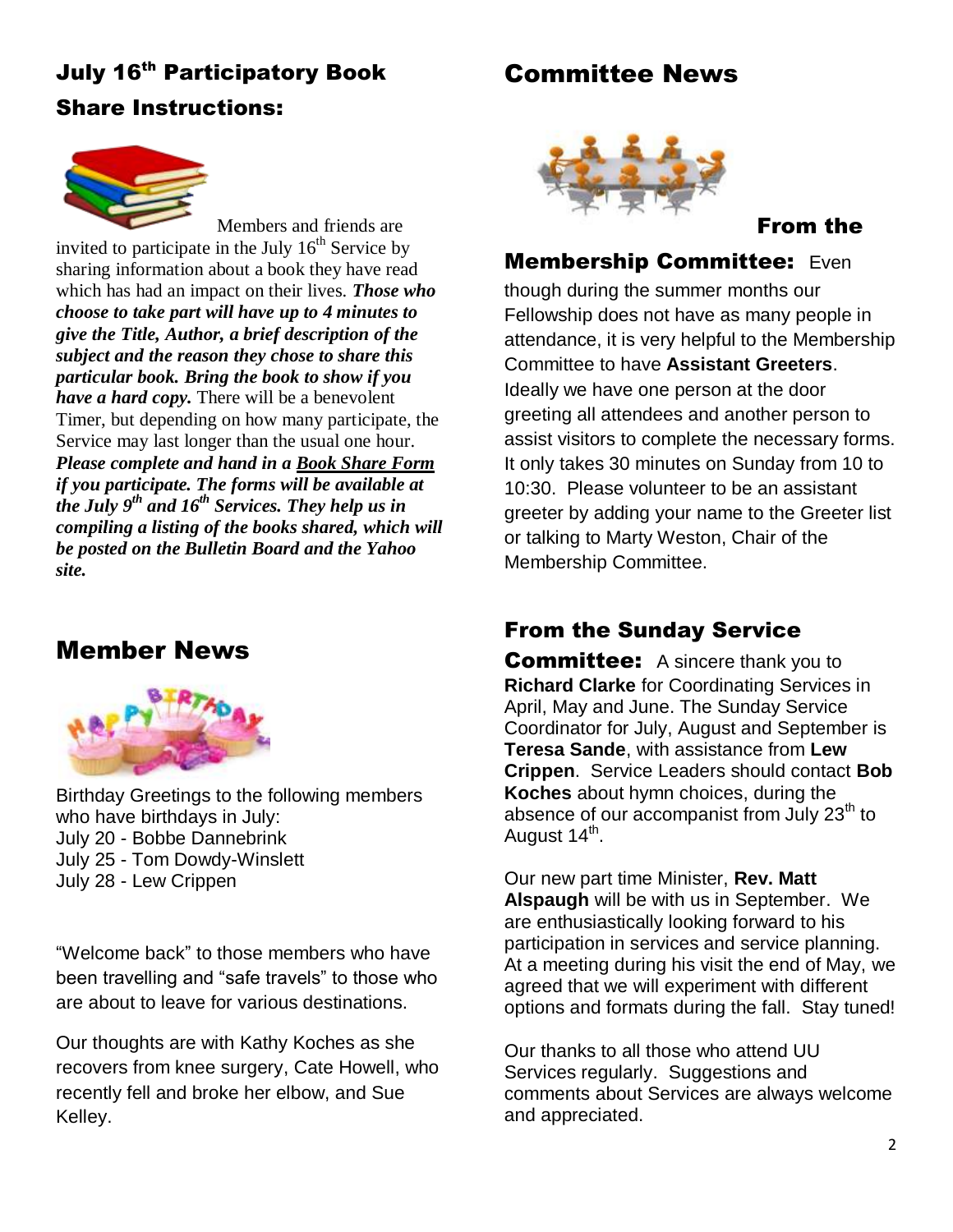## July 16th Participatory Book Share Instructions:

Members and friends are invited to participate in the July 16th Service by sharing information about a book they have read which has had an impact on their lives. ***Those who choose to take part will have up to 4 minutes to give the Title, Author, a brief description of the subject and the reason they chose to share this particular book. Bring the book to show if you have a hard copy.*** There will be a benevolent Timer, but depending on how many participate, the Service may last longer than the usual one hour. ***Please complete and hand in a Book Share Form if you participate. The forms will be available at the July 9th and 16th Services. They help us in compiling a listing of the books shared, which will be posted on the Bulletin Board and the Yahoo site.***

## Member News

Birthday Greetings to the following members who have birthdays in July:
July 20 - Bobbe Dannebrink
July 25 - Tom Dowdy-Winslett
July 28 - Lew Crippen

"Welcome back" to those members who have been travelling and "safe travels" to those who are about to leave for various destinations.

Our thoughts are with Kathy Koches as she recovers from knee surgery, Cate Howell, who recently fell and broke her elbow, and Sue Kelley.

## Committee News

### From the Membership Committee:

Even though during the summer months our Fellowship does not have as many people in attendance, it is very helpful to the Membership Committee to have **Assistant Greeters**. Ideally we have one person at the door greeting all attendees and another person to assist visitors to complete the necessary forms. It only takes 30 minutes on Sunday from 10 to 10:30. Please volunteer to be an assistant greeter by adding your name to the Greeter list or talking to Marty Weston, Chair of the Membership Committee.

### From the Sunday Service Committee:

A sincere thank you to **Richard Clarke** for Coordinating Services in April, May and June. The Sunday Service Coordinator for July, August and September is **Teresa Sande**, with assistance from **Lew Crippen**. Service Leaders should contact **Bob Koches** about hymn choices, during the absence of our accompanist from July 23rd to August 14th.

Our new part time Minister, **Rev. Matt Alspaugh** will be with us in September. We are enthusiastically looking forward to his participation in services and service planning. At a meeting during his visit the end of May, we agreed that we will experiment with different options and formats during the fall. Stay tuned!

Our thanks to all those who attend UU Services regularly. Suggestions and comments about Services are always welcome and appreciated.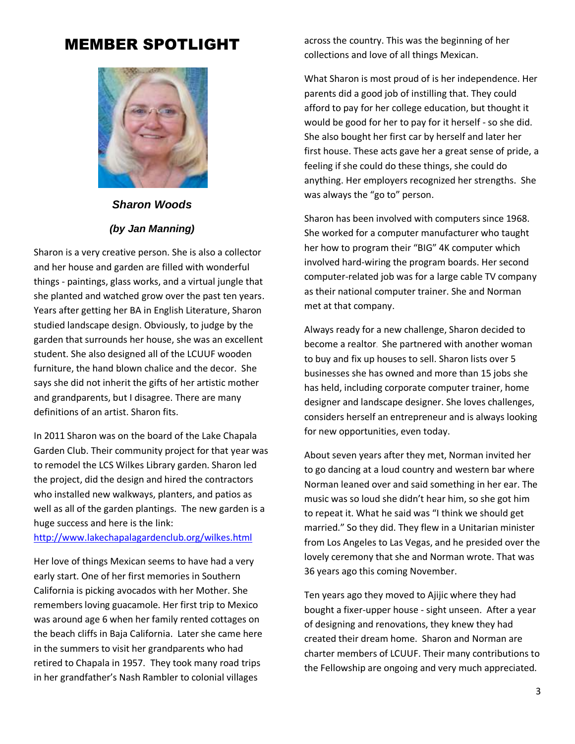# MEMBER SPOTLIGHT

***Sharon Woods***

***(by Jan Manning)***

Sharon is a very creative person. She is also a collector and her house and garden are filled with wonderful things - paintings, glass works, and a virtual jungle that she planted and watched grow over the past ten years. Years after getting her BA in English Literature, Sharon studied landscape design. Obviously, to judge by the garden that surrounds her house, she was an excellent student. She also designed all of the LCUUF wooden furniture, the hand blown chalice and the decor. She says she did not inherit the gifts of her artistic mother and grandparents, but I disagree. There are many definitions of an artist. Sharon fits.

In 2011 Sharon was on the board of the Lake Chapala Garden Club. Their community project for that year was to remodel the LCS Wilkes Library garden. Sharon led the project, did the design and hired the contractors who installed new walkways, planters, and patios as well as all of the garden plantings. The new garden is a huge success and here is the link: [http://www.lakechapalagardenclub.org/wilkes.html](http://www.lakechapalagardenclub.org/wilkes.html)

Her love of things Mexican seems to have had a very early start. One of her first memories in Southern California is picking avocados with her Mother. She remembers loving guacamole. Her first trip to Mexico was around age 6 when her family rented cottages on the beach cliffs in Baja California. Later she came here in the summers to visit her grandparents who had retired to Chapala in 1957. They took many road trips in her grandfather's Nash Rambler to colonial villages across the country. This was the beginning of her collections and love of all things Mexican.

What Sharon is most proud of is her independence. Her parents did a good job of instilling that. They could afford to pay for her college education, but thought it would be good for her to pay for it herself - so she did. She also bought her first car by herself and later her first house. These acts gave her a great sense of pride, a feeling if she could do these things, she could do anything. Her employers recognized her strengths. She was always the "go to" person.

Sharon has been involved with computers since 1968. She worked for a computer manufacturer who taught her how to program their "BIG" 4K computer which involved hard-wiring the program boards. Her second computer-related job was for a large cable TV company as their national computer trainer. She and Norman met at that company.

Always ready for a new challenge, Sharon decided to become a realtor. She partnered with another woman to buy and fix up houses to sell. Sharon lists over 5 businesses she has owned and more than 15 jobs she has held, including corporate computer trainer, home designer and landscape designer. She loves challenges, considers herself an entrepreneur and is always looking for new opportunities, even today.

About seven years after they met, Norman invited her to go dancing at a loud country and western bar where Norman leaned over and said something in her ear. The music was so loud she didn't hear him, so she got him to repeat it. What he said was "I think we should get married." So they did. They flew in a Unitarian minister from Los Angeles to Las Vegas, and he presided over the lovely ceremony that she and Norman wrote. That was 36 years ago this coming November.

Ten years ago they moved to Ajijic where they had bought a fixer-upper house - sight unseen. After a year of designing and renovations, they knew they had created their dream home. Sharon and Norman are charter members of LCUUF. Their many contributions to the Fellowship are ongoing and very much appreciated.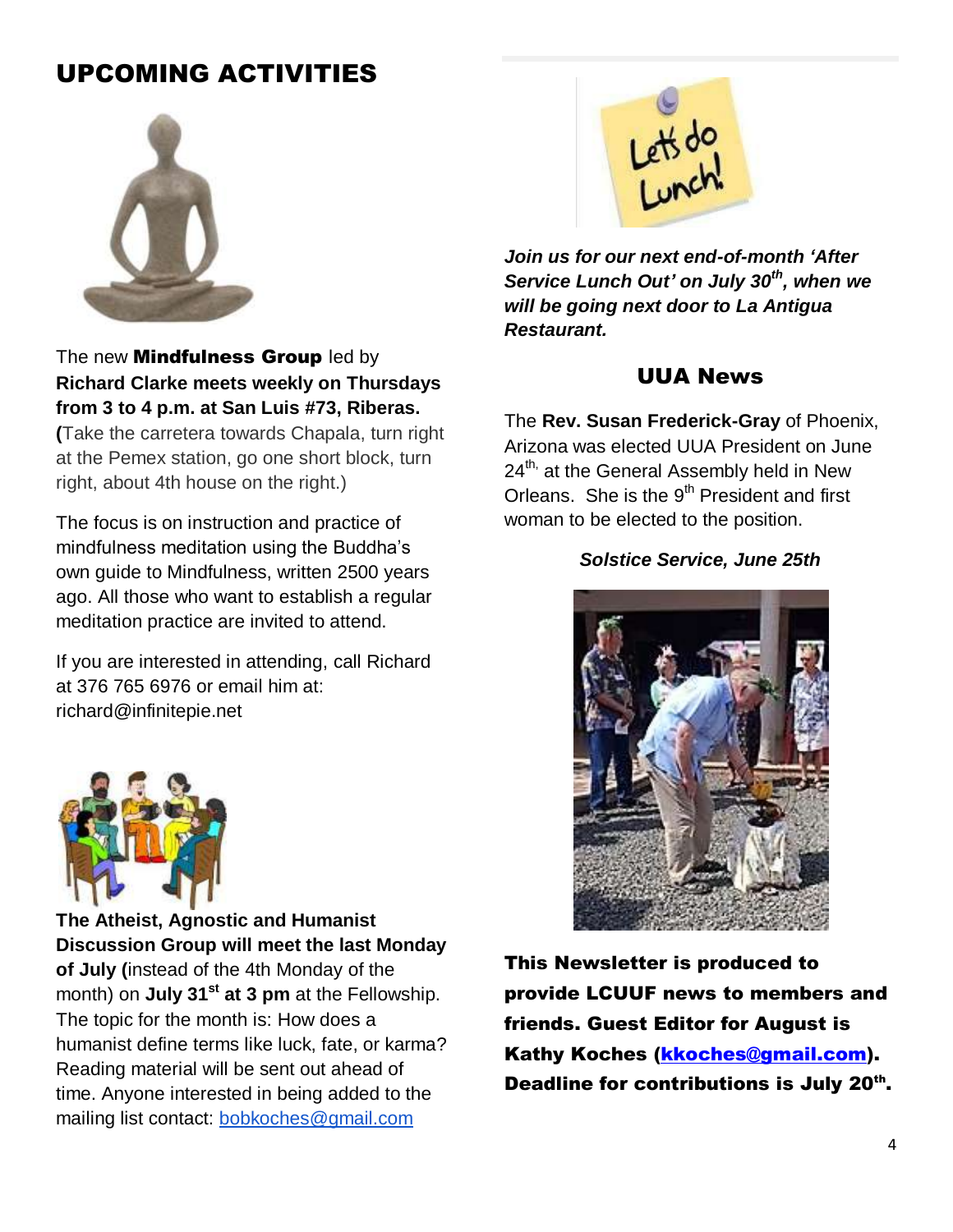## UPCOMING ACTIVITIES

The new **Mindfulness Group** led by **Richard Clarke meets weekly on Thursdays from 3 to 4 p.m. at San Luis #73, Riberas.** **(**Take the carretera towards Chapala, turn right at the Pemex station, go one short block, turn right, about 4th house on the right.)

The focus is on instruction and practice of mindfulness meditation using the Buddha's own guide to Mindfulness, written 2500 years ago. All those who want to establish a regular meditation practice are invited to attend.

If you are interested in attending, call Richard at 376 765 6976 or email him at: richard@infinitepie.net

**The Atheist, Agnostic and Humanist Discussion Group will meet the last Monday of July (**instead of the 4th Monday of the month) on **July 31st at 3 pm** at the Fellowship. The topic for the month is: How does a humanist define terms like luck, fate, or karma? Reading material will be sent out ahead of time. Anyone interested in being added to the mailing list contact: bobkoches@gmail.com

***Join us for our next end-of-month 'After Service Lunch Out' on July 30th, when we will be going next door to La Antigua Restaurant.***

## UUA News

The **Rev. Susan Frederick-Gray** of Phoenix, Arizona was elected UUA President on June 24th, at the General Assembly held in New Orleans. She is the 9th President and first woman to be elected to the position.

***Solstice Service, June 25th***

**This Newsletter is produced to provide LCUUF news to members and friends. Guest Editor for August is Kathy Koches (kkoches@gmail.com). Deadline for contributions is July 20th.**